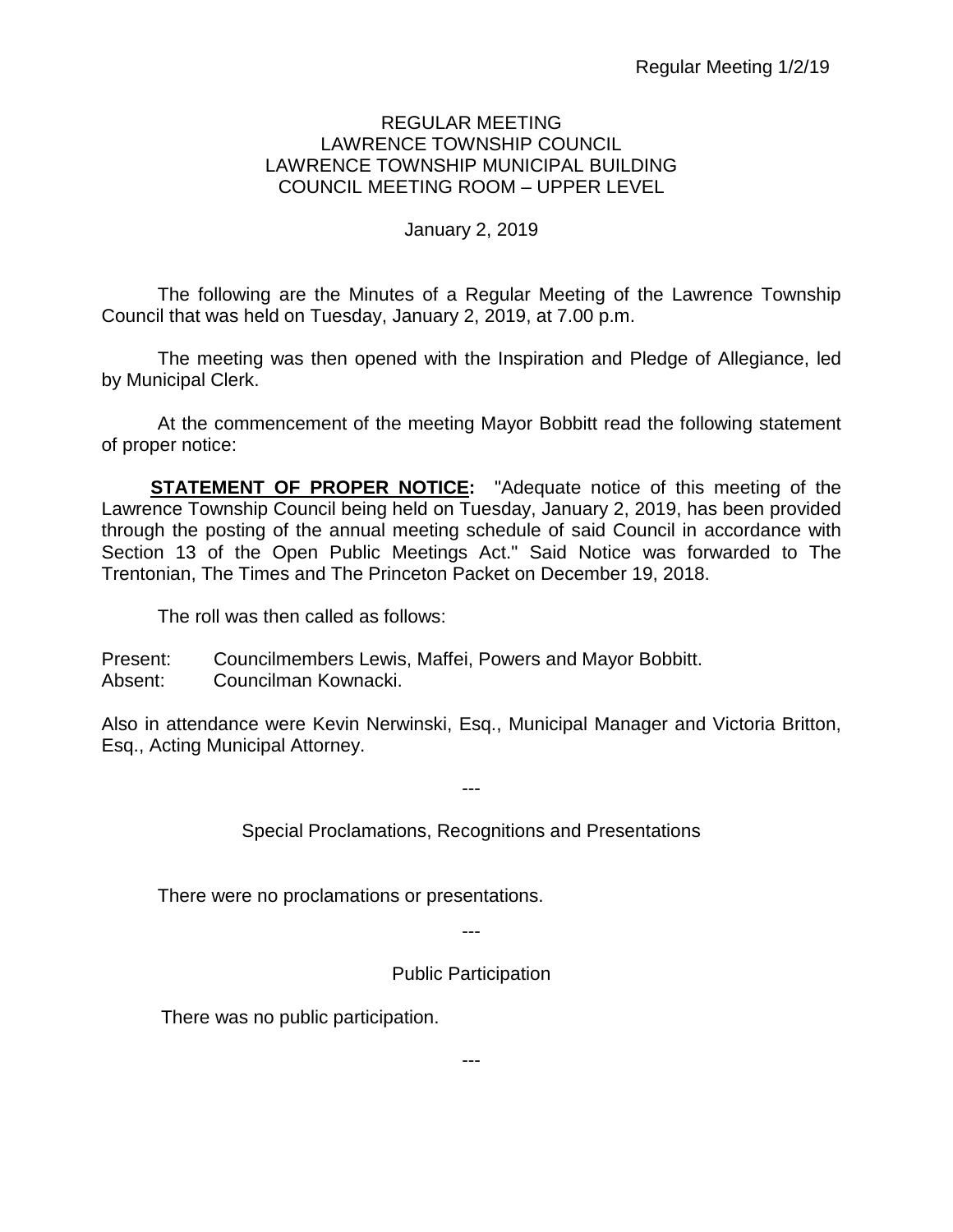REGULAR MEETING
LAWRENCE TOWNSHIP COUNCIL
LAWRENCE TOWNSHIP MUNICIPAL BUILDING
COUNCIL MEETING ROOM – UPPER LEVEL

January 2, 2019

The following are the Minutes of a Regular Meeting of the Lawrence Township Council that was held on Tuesday, January 2, 2019, at 7.00 p.m.

The meeting was then opened with the Inspiration and Pledge of Allegiance, led by Municipal Clerk.

At the commencement of the meeting Mayor Bobbitt read the following statement of proper notice:

**STATEMENT OF PROPER NOTICE:** "Adequate notice of this meeting of the Lawrence Township Council being held on Tuesday, January 2, 2019, has been provided through the posting of the annual meeting schedule of said Council in accordance with Section 13 of the Open Public Meetings Act." Said Notice was forwarded to The Trentonian, The Times and The Princeton Packet on December 19, 2018.

The roll was then called as follows:

Present: Councilmembers Lewis, Maffei, Powers and Mayor Bobbitt.
Absent: Councilman Kownacki.

Also in attendance were Kevin Nerwinski, Esq., Municipal Manager and Victoria Britton, Esq., Acting Municipal Attorney.

---

Special Proclamations, Recognitions and Presentations

There were no proclamations or presentations.

---

Public Participation

There was no public participation.

---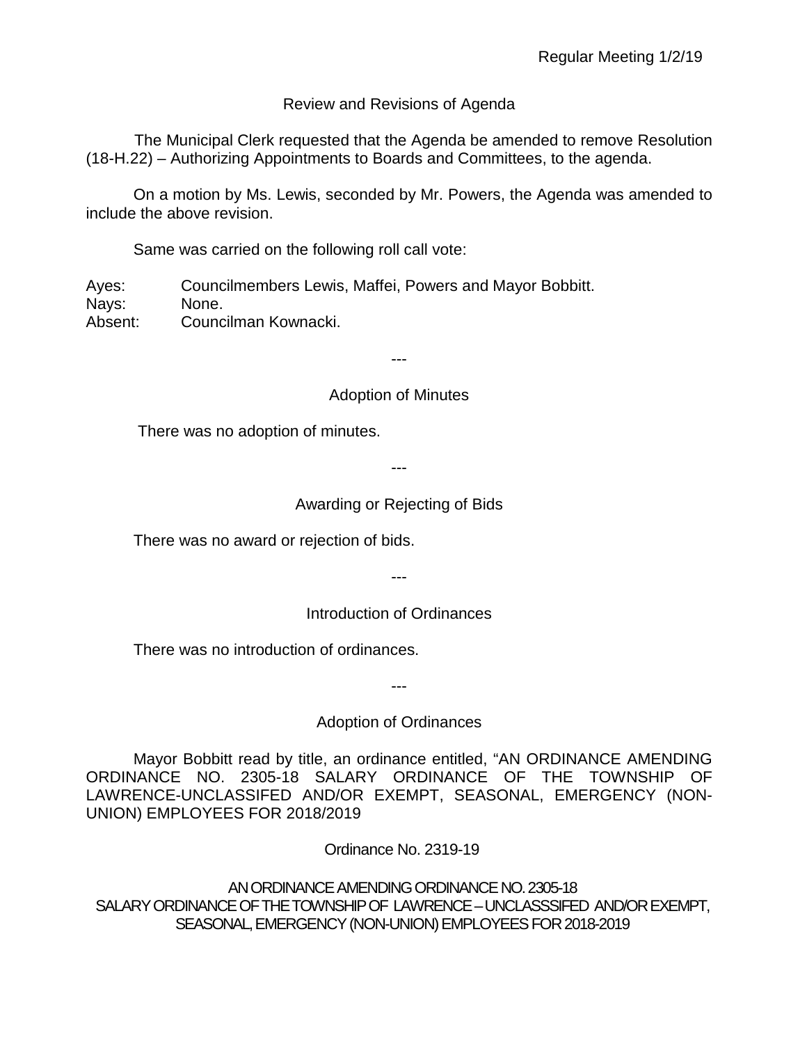## Review and Revisions of Agenda

The Municipal Clerk requested that the Agenda be amended to remove Resolution (18-H.22) – Authorizing Appointments to Boards and Committees, to the agenda.

On a motion by Ms. Lewis, seconded by Mr. Powers, the Agenda was amended to include the above revision.

Same was carried on the following roll call vote:

Ayes: Councilmembers Lewis, Maffei, Powers and Mayor Bobbitt.
Nays: None.
Absent: Councilman Kownacki.

---

## Adoption of Minutes

There was no adoption of minutes.

---

## Awarding or Rejecting of Bids

There was no award or rejection of bids.

---

## Introduction of Ordinances

There was no introduction of ordinances.

---

## Adoption of Ordinances

Mayor Bobbitt read by title, an ordinance entitled, "AN ORDINANCE AMENDING ORDINANCE NO. 2305-18 SALARY ORDINANCE OF THE TOWNSHIP OF LAWRENCE-UNCLASSIFED AND/OR EXEMPT, SEASONAL, EMERGENCY (NON-UNION) EMPLOYEES FOR 2018/2019

Ordinance No. 2319-19

AN ORDINANCE AMENDING ORDINANCE NO. 2305-18
SALARY ORDINANCE OF THE TOWNSHIP OF LAWRENCE – UNCLASSSIFED AND/OR EXEMPT, SEASONAL, EMERGENCY (NON-UNION) EMPLOYEES FOR 2018-2019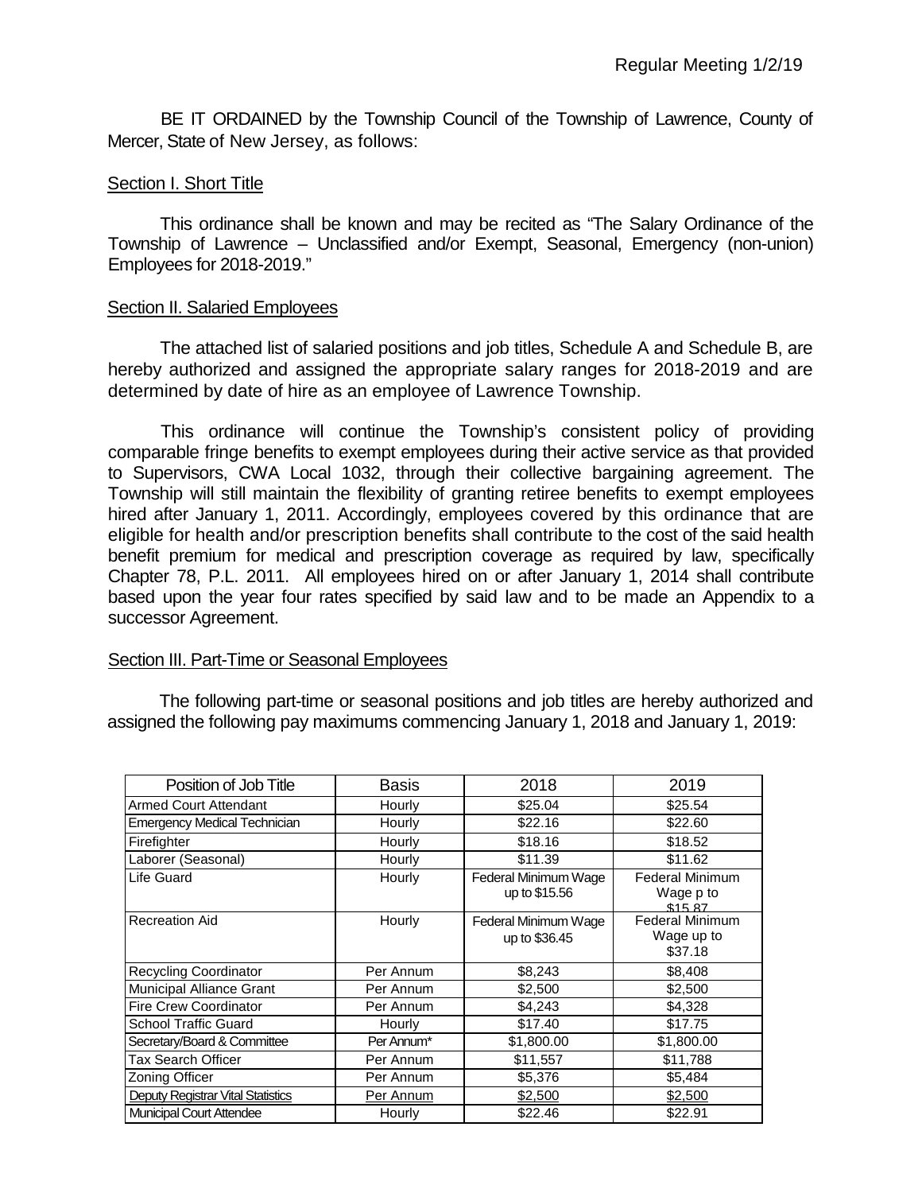BE IT ORDAINED by the Township Council of the Township of Lawrence, County of Mercer, State of New Jersey, as follows:

Section I. Short Title

This ordinance shall be known and may be recited as "The Salary Ordinance of the Township of Lawrence – Unclassified and/or Exempt, Seasonal, Emergency (non-union) Employees for 2018-2019."

Section II. Salaried Employees

The attached list of salaried positions and job titles, Schedule A and Schedule B, are hereby authorized and assigned the appropriate salary ranges for 2018-2019 and are determined by date of hire as an employee of Lawrence Township.

This ordinance will continue the Township's consistent policy of providing comparable fringe benefits to exempt employees during their active service as that provided to Supervisors, CWA Local 1032, through their collective bargaining agreement. The Township will still maintain the flexibility of granting retiree benefits to exempt employees hired after January 1, 2011. Accordingly, employees covered by this ordinance that are eligible for health and/or prescription benefits shall contribute to the cost of the said health benefit premium for medical and prescription coverage as required by law, specifically Chapter 78, P.L. 2011. All employees hired on or after January 1, 2014 shall contribute based upon the year four rates specified by said law and to be made an Appendix to a successor Agreement.

Section III. Part-Time or Seasonal Employees

The following part-time or seasonal positions and job titles are hereby authorized and assigned the following pay maximums commencing January 1, 2018 and January 1, 2019:

| Position of Job Title | Basis | 2018 | 2019 |
|---|---|---|---|
| Armed Court Attendant | Hourly | $25.04 | $25.54 |
| Emergency Medical Technician | Hourly | $22.16 | $22.60 |
| Firefighter | Hourly | $18.16 | $18.52 |
| Laborer (Seasonal) | Hourly | $11.39 | $11.62 |
| Life Guard | Hourly | Federal Minimum Wage up to $15.56 | Federal Minimum Wage p to $15.87 |
| Recreation Aid | Hourly | Federal Minimum Wage up to $36.45 | Federal Minimum Wage up to $37.18 |
| Recycling Coordinator | Per Annum | $8,243 | $8,408 |
| Municipal Alliance Grant | Per Annum | $2,500 | $2,500 |
| Fire Crew Coordinator | Per Annum | $4,243 | $4,328 |
| School Traffic Guard | Hourly | $17.40 | $17.75 |
| Secretary/Board & Committee | Per Annum* | $1,800.00 | $1,800.00 |
| Tax Search Officer | Per Annum | $11,557 | $11,788 |
| Zoning Officer | Per Annum | $5,376 | $5,484 |
| Deputy Registrar Vital Statistics | Per Annum | $2,500 | $2,500 |
| Municipal Court Attendee | Hourly | $22.46 | $22.91 |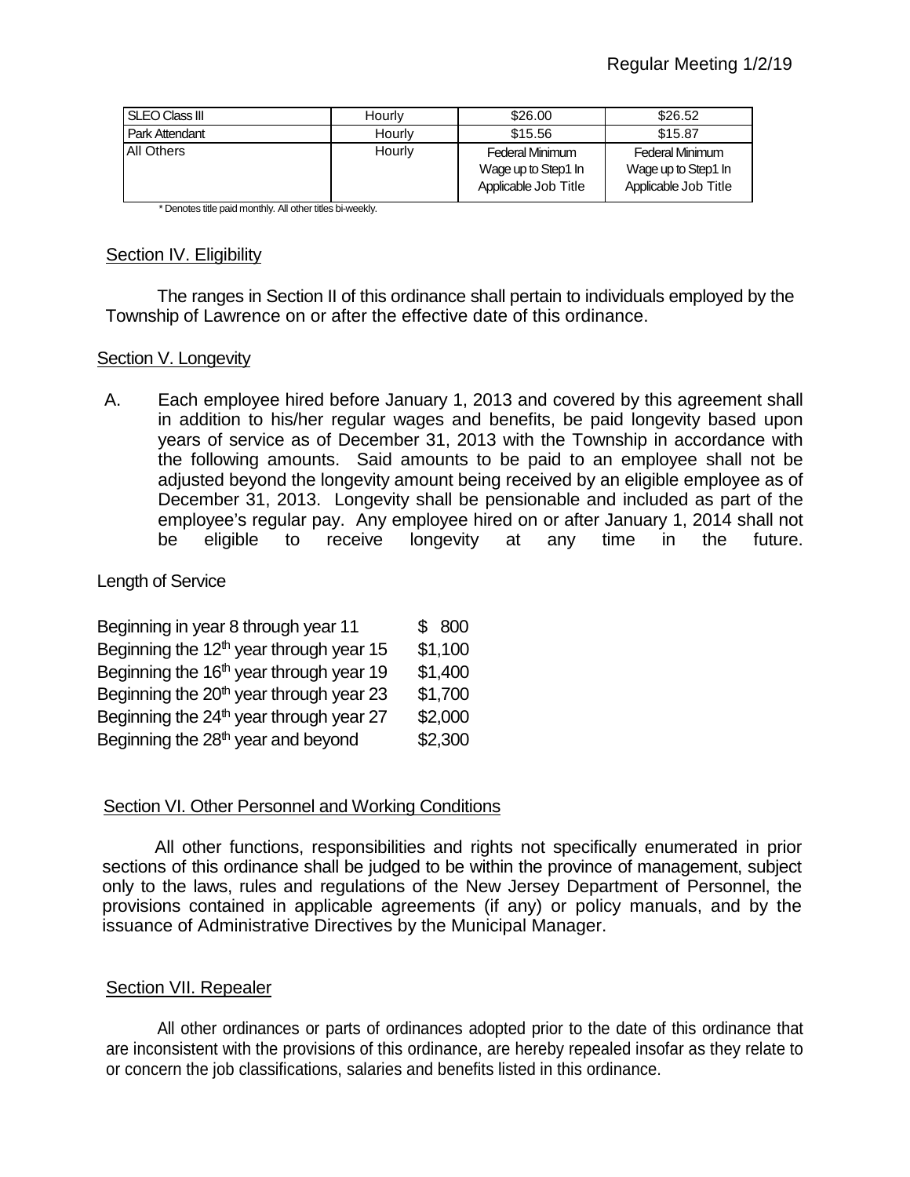| SLEO Class III | Hourly | \$26.00 | \$26.52 |
|---|---|---|---|
| Park Attendant | Hourly | \$15.56 | \$15.87 |
| All Others | Hourly | Federal Minimum Wage up to Step1 In Applicable Job Title | Federal Minimum Wage up to Step1 In Applicable Job Title |

\* Denotes title paid monthly. All other titles bi-weekly.

### Section IV. Eligibility

The ranges in Section II of this ordinance shall pertain to individuals employed by the Township of Lawrence on or after the effective date of this ordinance.

### Section V. Longevity

A. Each employee hired before January 1, 2013 and covered by this agreement shall in addition to his/her regular wages and benefits, be paid longevity based upon years of service as of December 31, 2013 with the Township in accordance with the following amounts. Said amounts to be paid to an employee shall not be adjusted beyond the longevity amount being received by an eligible employee as of December 31, 2013. Longevity shall be pensionable and included as part of the employee's regular pay. Any employee hired on or after January 1, 2014 shall not be eligible to receive longevity at any time in the future.

Length of Service

| | |
|---|---|
| Beginning in year 8 through year 11 | \$ 800 |
| Beginning the 12th year through year 15 | \$1,100 |
| Beginning the 16th year through year 19 | \$1,400 |
| Beginning the 20th year through year 23 | \$1,700 |
| Beginning the 24th year through year 27 | \$2,000 |
| Beginning the 28th year and beyond | \$2,300 |

### Section VI. Other Personnel and Working Conditions

All other functions, responsibilities and rights not specifically enumerated in prior sections of this ordinance shall be judged to be within the province of management, subject only to the laws, rules and regulations of the New Jersey Department of Personnel, the provisions contained in applicable agreements (if any) or policy manuals, and by the issuance of Administrative Directives by the Municipal Manager.

### Section VII. Repealer

All other ordinances or parts of ordinances adopted prior to the date of this ordinance that are inconsistent with the provisions of this ordinance, are hereby repealed insofar as they relate to or concern the job classifications, salaries and benefits listed in this ordinance.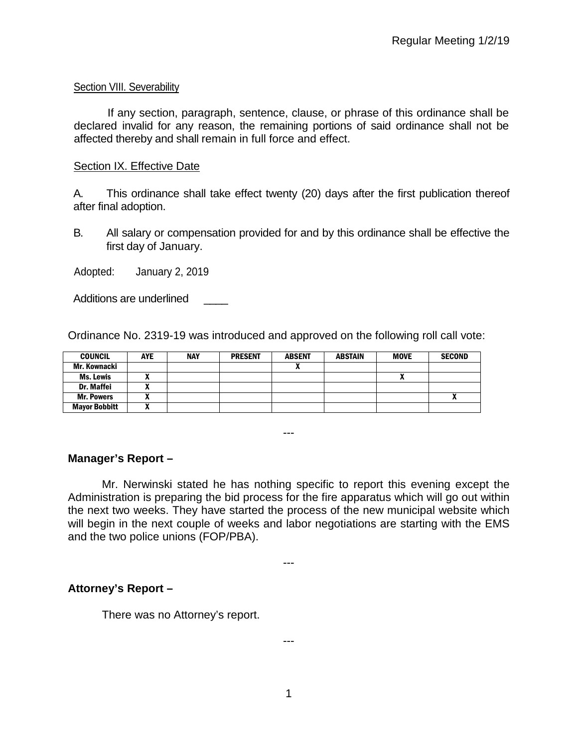Section VIII. Severability

If any section, paragraph, sentence, clause, or phrase of this ordinance shall be declared invalid for any reason, the remaining portions of said ordinance shall not be affected thereby and shall remain in full force and effect.

Section IX. Effective Date

A. This ordinance shall take effect twenty (20) days after the first publication thereof after final adoption.

B. All salary or compensation provided for and by this ordinance shall be effective the first day of January.

Adopted: January 2, 2019

Additions are underlined ____

Ordinance No. 2319-19 was introduced and approved on the following roll call vote:

| COUNCIL | AYE | NAY | PRESENT | ABSENT | ABSTAIN | MOVE | SECOND |
|---|---|---|---|---|---|---|---|
| Mr. Kownacki | | | | X | | | |
| Ms. Lewis | X | | | | | X | |
| Dr. Maffei | X | | | | | | |
| Mr. Powers | X | | | | | | X |
| Mayor Bobbitt | X | | | | | | |

---

**Manager's Report –**

Mr. Nerwinski stated he has nothing specific to report this evening except the Administration is preparing the bid process for the fire apparatus which will go out within the next two weeks. They have started the process of the new municipal website which will begin in the next couple of weeks and labor negotiations are starting with the EMS and the two police unions (FOP/PBA).

---

**Attorney's Report –**

There was no Attorney's report.

---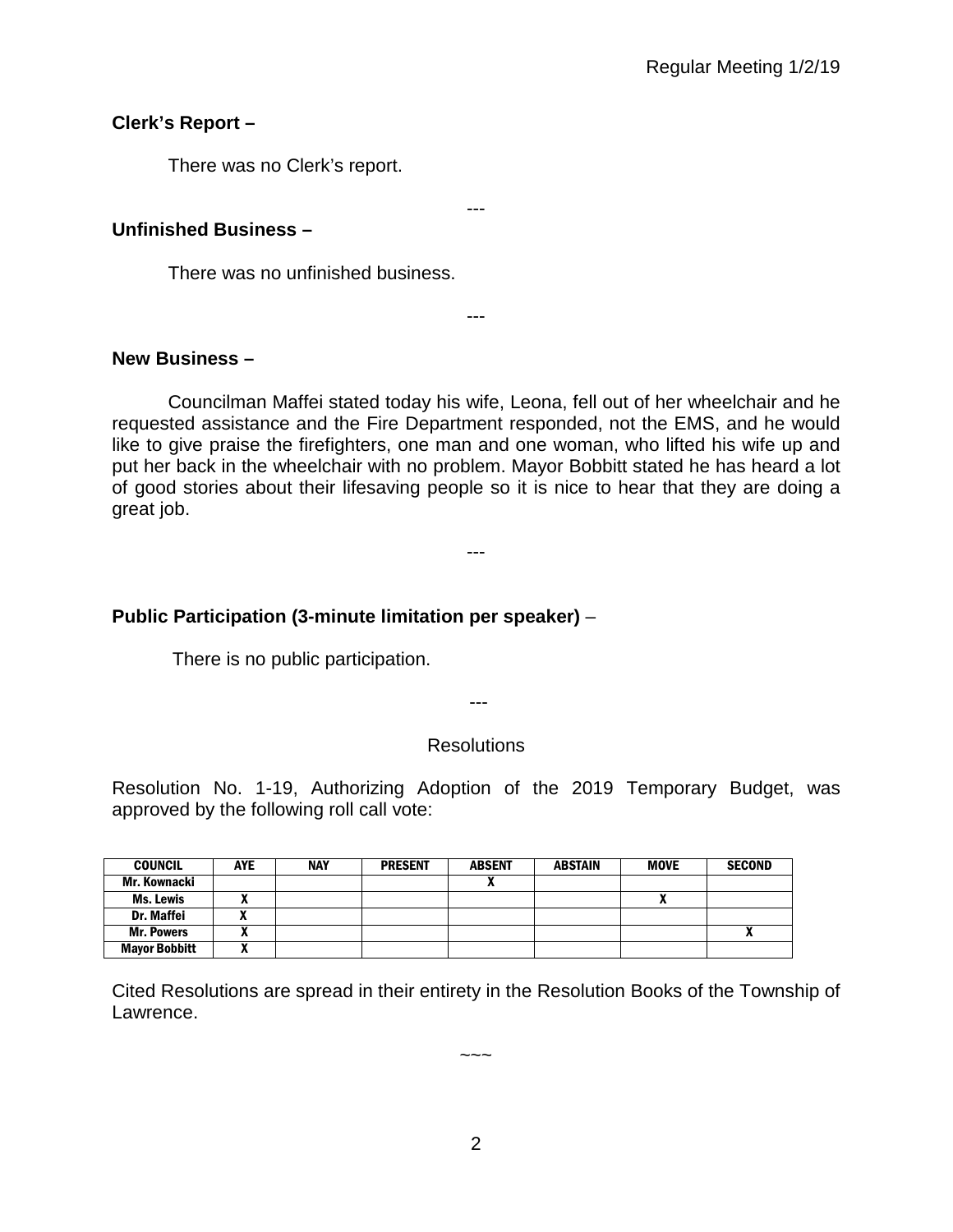**Clerk's Report –**

There was no Clerk's report.

---

**Unfinished Business –**

There was no unfinished business.

---

**New Business –**

Councilman Maffei stated today his wife, Leona, fell out of her wheelchair and he requested assistance and the Fire Department responded, not the EMS, and he would like to give praise the firefighters, one man and one woman, who lifted his wife up and put her back in the wheelchair with no problem. Mayor Bobbitt stated he has heard a lot of good stories about their lifesaving people so it is nice to hear that they are doing a great job.

---

**Public Participation (3-minute limitation per speaker)** –

There is no public participation.

---

Resolutions

Resolution No. 1-19, Authorizing Adoption of the 2019 Temporary Budget, was approved by the following roll call vote:

| COUNCIL | AYE | NAY | PRESENT | ABSENT | ABSTAIN | MOVE | SECOND |
|---|---|---|---|---|---|---|---|
| Mr. Kownacki | | | | X | | | |
| Ms. Lewis | X | | | | | X | |
| Dr. Maffei | X | | | | | | |
| Mr. Powers | X | | | | | | X |
| Mayor Bobbitt | X | | | | | | |

Cited Resolutions are spread in their entirety in the Resolution Books of the Township of Lawrence.

~~~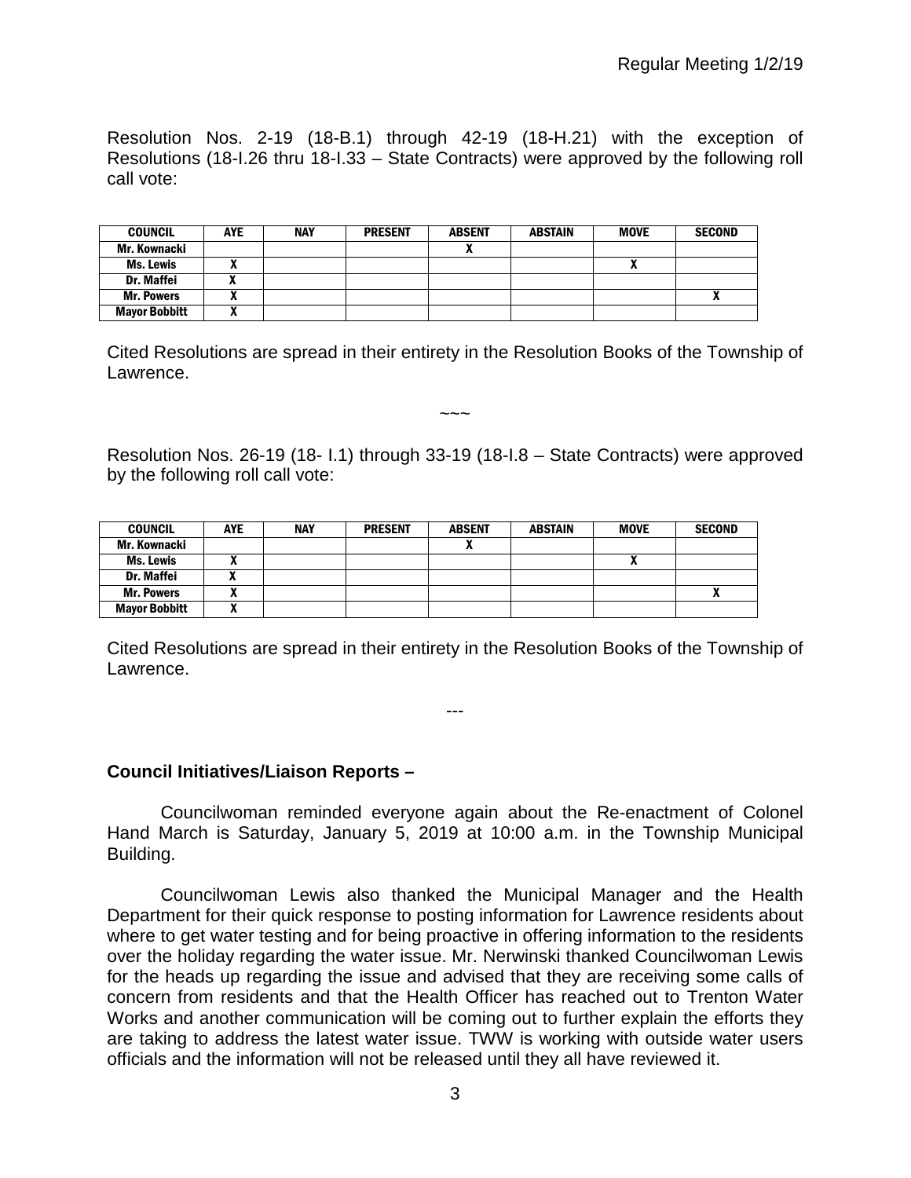Resolution Nos. 2-19 (18-B.1) through 42-19 (18-H.21) with the exception of Resolutions (18-I.26 thru 18-I.33 – State Contracts) were approved by the following roll call vote:

| COUNCIL | AYE | NAY | PRESENT | ABSENT | ABSTAIN | MOVE | SECOND |
|---|---|---|---|---|---|---|---|
| Mr. Kownacki | | | | X | | | |
| Ms. Lewis | X | | | | | X | |
| Dr. Maffei | X | | | | | | |
| Mr. Powers | X | | | | | | X |
| Mayor Bobbitt | X | | | | | | |

Cited Resolutions are spread in their entirety in the Resolution Books of the Township of Lawrence.

~~~

Resolution Nos. 26-19 (18- I.1) through 33-19 (18-I.8 – State Contracts) were approved by the following roll call vote:

| COUNCIL | AYE | NAY | PRESENT | ABSENT | ABSTAIN | MOVE | SECOND |
|---|---|---|---|---|---|---|---|
| Mr. Kownacki | | | | X | | | |
| Ms. Lewis | X | | | | | X | |
| Dr. Maffei | X | | | | | | |
| Mr. Powers | X | | | | | | X |
| Mayor Bobbitt | X | | | | | | |

Cited Resolutions are spread in their entirety in the Resolution Books of the Township of Lawrence.

---

**Council Initiatives/Liaison Reports –**

Councilwoman reminded everyone again about the Re-enactment of Colonel Hand March is Saturday, January 5, 2019 at 10:00 a.m. in the Township Municipal Building.

Councilwoman Lewis also thanked the Municipal Manager and the Health Department for their quick response to posting information for Lawrence residents about where to get water testing and for being proactive in offering information to the residents over the holiday regarding the water issue. Mr. Nerwinski thanked Councilwoman Lewis for the heads up regarding the issue and advised that they are receiving some calls of concern from residents and that the Health Officer has reached out to Trenton Water Works and another communication will be coming out to further explain the efforts they are taking to address the latest water issue. TWW is working with outside water users officials and the information will not be released until they all have reviewed it.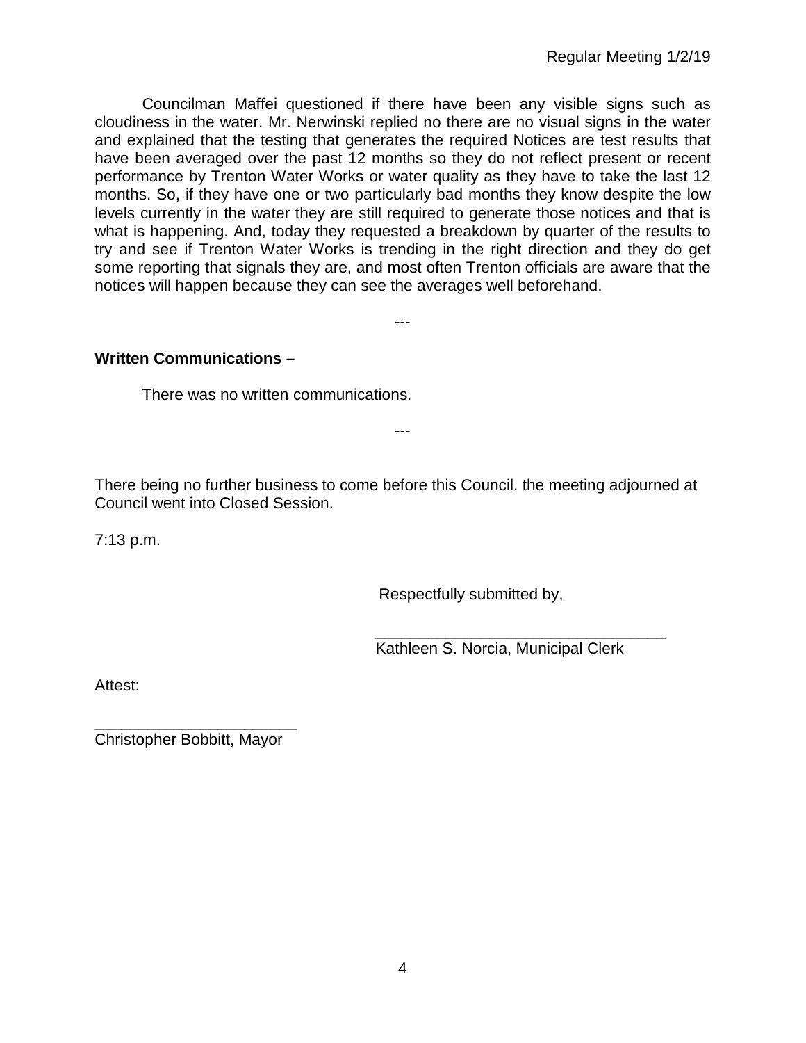Councilman Maffei questioned if there have been any visible signs such as cloudiness in the water. Mr. Nerwinski replied no there are no visual signs in the water and explained that the testing that generates the required Notices are test results that have been averaged over the past 12 months so they do not reflect present or recent performance by Trenton Water Works or water quality as they have to take the last 12 months. So, if they have one or two particularly bad months they know despite the low levels currently in the water they are still required to generate those notices and that is what is happening. And, today they requested a breakdown by quarter of the results to try and see if Trenton Water Works is trending in the right direction and they do get some reporting that signals they are, and most often Trenton officials are aware that the notices will happen because they can see the averages well beforehand.

---

**Written Communications –**

There was no written communications.

---

There being no further business to come before this Council, the meeting adjourned at Council went into Closed Session.

7:13 p.m.

Respectfully submitted by,

\_\_\_\_\_\_\_\_\_\_\_\_\_\_\_\_\_\_\_\_\_\_\_\_\_\_\_\_\_\_\_\_\_\_
Kathleen S. Norcia, Municipal Clerk

Attest:

\_\_\_\_\_\_\_\_\_\_\_\_\_\_\_\_\_\_\_\_\_\_\_\_
Christopher Bobbitt, Mayor